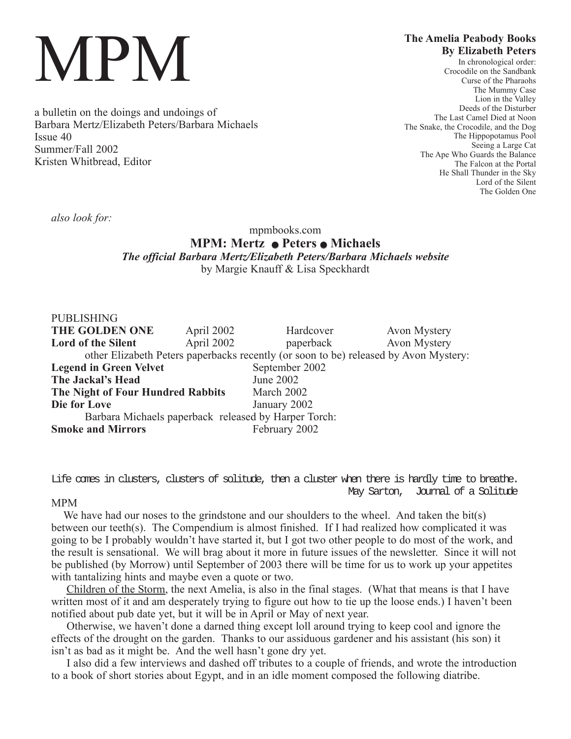# MPM

a bulletin on the doings and undoings of
Barbara Mertz/Elizabeth Peters/Barbara Michaels
Issue 40
Summer/Fall 2002
Kristen Whitbread, Editor

**The Amelia Peabody Books**
**By Elizabeth Peters**

In chronological order:
Crocodile on the Sandbank
Curse of the Pharaohs
The Mummy Case
Lion in the Valley
Deeds of the Disturber
The Last Camel Died at Noon
The Snake, the Crocodile, and the Dog
The Hippopotamus Pool
Seeing a Large Cat
The Ape Who Guards the Balance
The Falcon at the Portal
He Shall Thunder in the Sky
Lord of the Silent
The Golden One

*also look for:*

mpmbooks.com
**MPM: Mertz ● Peters ● Michaels**
***The official Barbara Mertz/Elizabeth Peters/Barbara Michaels website***
by Margie Knauff & Lisa Speckhardt

PUBLISHING

| | | | |
|---|---|---|---|
| **THE GOLDEN ONE** | April 2002 | Hardcover | Avon Mystery |
| **Lord of the Silent** | April 2002 | paperback | Avon Mystery |

other Elizabeth Peters paperbacks recently (or soon to be) released by Avon Mystery:

| | |
|---|---|
| **Legend in Green Velvet** | September 2002 |
| **The Jackal's Head** | June 2002 |
| **The Night of Four Hundred Rabbits** | March 2002 |
| **Die for Love** | January 2002 |

Barbara Michaels paperback released by Harper Torch:

| | |
|---|---|
| **Smoke and Mirrors** | February 2002 |

Life comes in clusters, clusters of solitude, then a cluster when there is hardly time to breathe.
May Sarton, Journal of a Solitude

MPM

We have had our noses to the grindstone and our shoulders to the wheel. And taken the bit(s) between our teeth(s). The Compendium is almost finished. If I had realized how complicated it was going to be I probably wouldn't have started it, but I got two other people to do most of the work, and the result is sensational. We will brag about it more in future issues of the newsletter. Since it will not be published (by Morrow) until September of 2003 there will be time for us to work up your appetites with tantalizing hints and maybe even a quote or two.

Children of the Storm, the next Amelia, is also in the final stages. (What that means is that I have written most of it and am desperately trying to figure out how to tie up the loose ends.) I haven't been notified about pub date yet, but it will be in April or May of next year.

Otherwise, we haven't done a darned thing except loll around trying to keep cool and ignore the effects of the drought on the garden. Thanks to our assiduous gardener and his assistant (his son) it isn't as bad as it might be. And the well hasn't gone dry yet.

I also did a few interviews and dashed off tributes to a couple of friends, and wrote the introduction to a book of short stories about Egypt, and in an idle moment composed the following diatribe.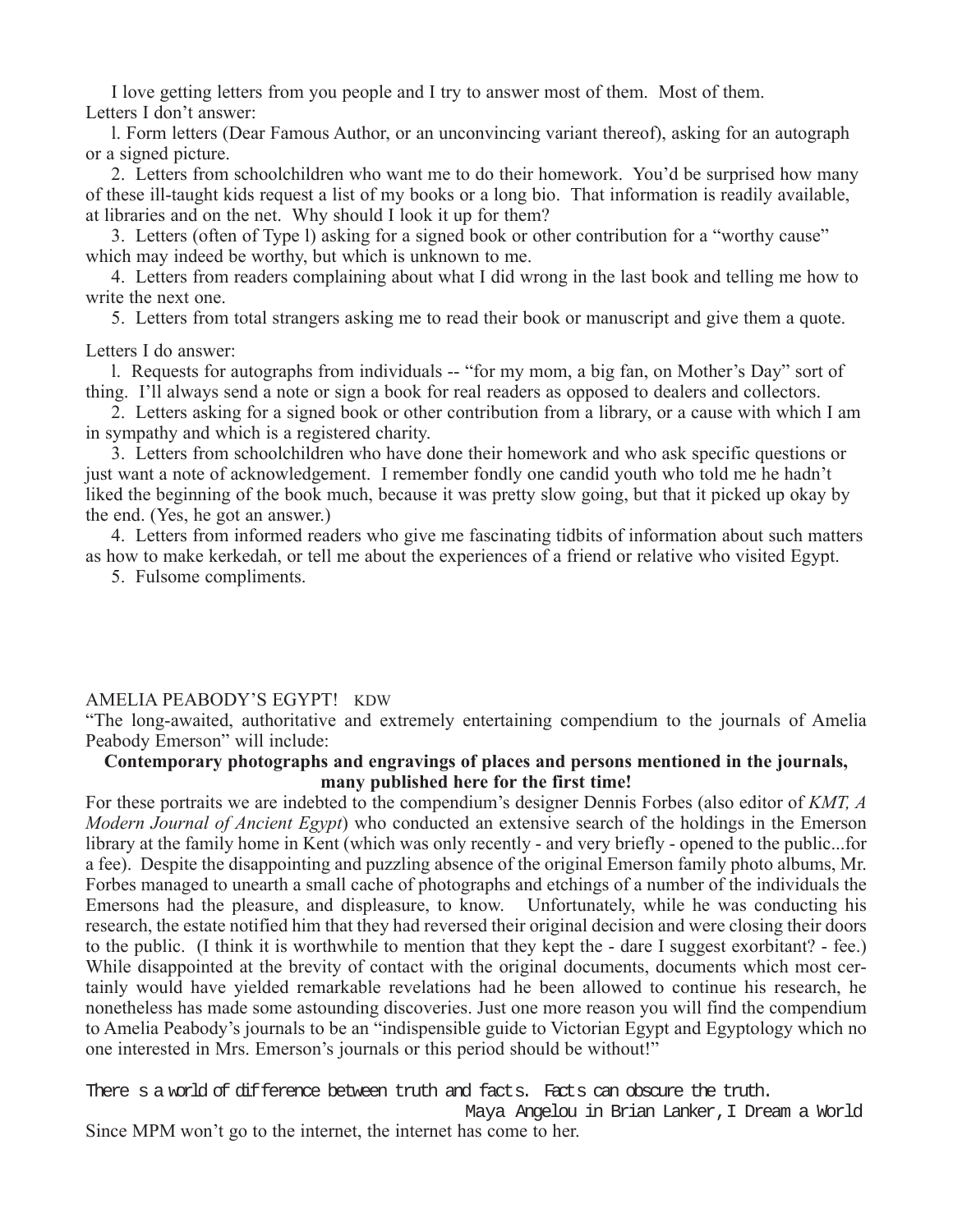I love getting letters from you people and I try to answer most of them. Most of them.
Letters I don't answer:

l. Form letters (Dear Famous Author, or an unconvincing variant thereof), asking for an autograph or a signed picture.

2. Letters from schoolchildren who want me to do their homework. You'd be surprised how many of these ill-taught kids request a list of my books or a long bio. That information is readily available, at libraries and on the net. Why should I look it up for them?

3. Letters (often of Type l) asking for a signed book or other contribution for a "worthy cause" which may indeed be worthy, but which is unknown to me.

4. Letters from readers complaining about what I did wrong in the last book and telling me how to write the next one.

5. Letters from total strangers asking me to read their book or manuscript and give them a quote.

Letters I do answer:

l. Requests for autographs from individuals -- "for my mom, a big fan, on Mother's Day" sort of thing. I'll always send a note or sign a book for real readers as opposed to dealers and collectors.

2. Letters asking for a signed book or other contribution from a library, or a cause with which I am in sympathy and which is a registered charity.

3. Letters from schoolchildren who have done their homework and who ask specific questions or just want a note of acknowledgement. I remember fondly one candid youth who told me he hadn't liked the beginning of the book much, because it was pretty slow going, but that it picked up okay by the end. (Yes, he got an answer.)

4. Letters from informed readers who give me fascinating tidbits of information about such matters as how to make kerkedah, or tell me about the experiences of a friend or relative who visited Egypt.

5. Fulsome compliments.

AMELIA PEABODY'S EGYPT! KDW

"The long-awaited, authoritative and extremely entertaining compendium to the journals of Amelia Peabody Emerson" will include:

**Contemporary photographs and engravings of places and persons mentioned in the journals, many published here for the first time!**

For these portraits we are indebted to the compendium's designer Dennis Forbes (also editor of *KMT, A Modern Journal of Ancient Egypt*) who conducted an extensive search of the holdings in the Emerson library at the family home in Kent (which was only recently - and very briefly - opened to the public...for a fee). Despite the disappointing and puzzling absence of the original Emerson family photo albums, Mr. Forbes managed to unearth a small cache of photographs and etchings of a number of the individuals the Emersons had the pleasure, and displeasure, to know. Unfortunately, while he was conducting his research, the estate notified him that they had reversed their original decision and were closing their doors to the public. (I think it is worthwhile to mention that they kept the - dare I suggest exorbitant? - fee.) While disappointed at the brevity of contact with the original documents, documents which most certainly would have yielded remarkable revelations had he been allowed to continue his research, he nonetheless has made some astounding discoveries. Just one more reason you will find the compendium to Amelia Peabody's journals to be an "indispensible guide to Victorian Egypt and Egyptology which no one interested in Mrs. Emerson's journals or this period should be without!"

There s a world of difference between truth and facts. Facts can obscure the truth.

Maya Angelou in Brian Lanker, I Dream a World

Since MPM won't go to the internet, the internet has come to her.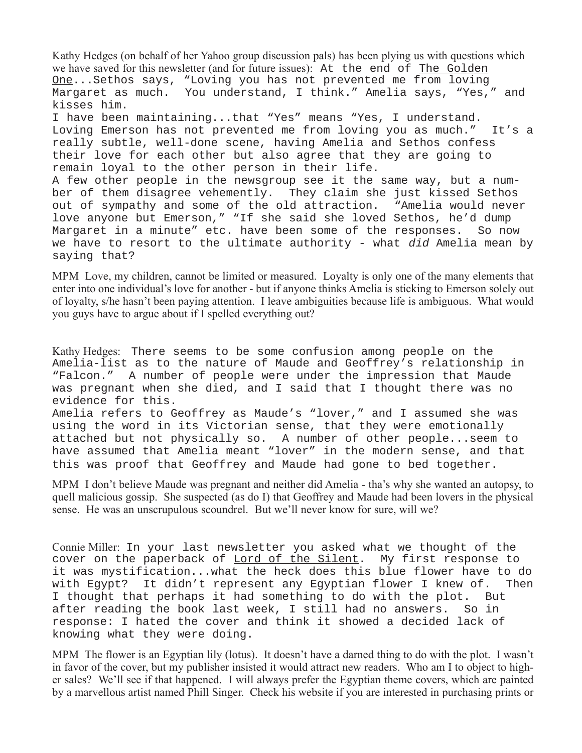Kathy Hedges (on behalf of her Yahoo group discussion pals) has been plying us with questions which we have saved for this newsletter (and for future issues): At the end of The Golden One...Sethos says, "Loving you has not prevented me from loving Margaret as much. You understand, I think." Amelia says, "Yes," and kisses him.

I have been maintaining...that "Yes" means "Yes, I understand. Loving Emerson has not prevented me from loving you as much." It's a really subtle, well-done scene, having Amelia and Sethos confess their love for each other but also agree that they are going to remain loyal to the other person in their life.

A few other people in the newsgroup see it the same way, but a number of them disagree vehemently. They claim she just kissed Sethos out of sympathy and some of the old attraction. "Amelia would never love anyone but Emerson," "If she said she loved Sethos, he'd dump Margaret in a minute" etc. have been some of the responses. So now we have to resort to the ultimate authority - what *did* Amelia mean by saying that?

MPM Love, my children, cannot be limited or measured. Loyalty is only one of the many elements that enter into one individual's love for another - but if anyone thinks Amelia is sticking to Emerson solely out of loyalty, s/he hasn't been paying attention. I leave ambiguities because life is ambiguous. What would you guys have to argue about if I spelled everything out?

Kathy Hedges: There seems to be some confusion among people on the Amelia-list as to the nature of Maude and Geoffrey's relationship in "Falcon." A number of people were under the impression that Maude was pregnant when she died, and I said that I thought there was no evidence for this.

Amelia refers to Geoffrey as Maude's "lover," and I assumed she was using the word in its Victorian sense, that they were emotionally attached but not physically so. A number of other people...seem to have assumed that Amelia meant "lover" in the modern sense, and that this was proof that Geoffrey and Maude had gone to bed together.

MPM I don't believe Maude was pregnant and neither did Amelia - tha's why she wanted an autopsy, to quell malicious gossip. She suspected (as do I) that Geoffrey and Maude had been lovers in the physical sense. He was an unscrupulous scoundrel. But we'll never know for sure, will we?

Connie Miller: In your last newsletter you asked what we thought of the cover on the paperback of Lord of the Silent. My first response to it was mystification...what the heck does this blue flower have to do with Egypt? It didn't represent any Egyptian flower I knew of. Then I thought that perhaps it had something to do with the plot. But after reading the book last week, I still had no answers. So in response: I hated the cover and think it showed a decided lack of knowing what they were doing.

MPM The flower is an Egyptian lily (lotus). It doesn't have a darned thing to do with the plot. I wasn't in favor of the cover, but my publisher insisted it would attract new readers. Who am I to object to higher sales? We'll see if that happened. I will always prefer the Egyptian theme covers, which are painted by a marvellous artist named Phill Singer. Check his website if you are interested in purchasing prints or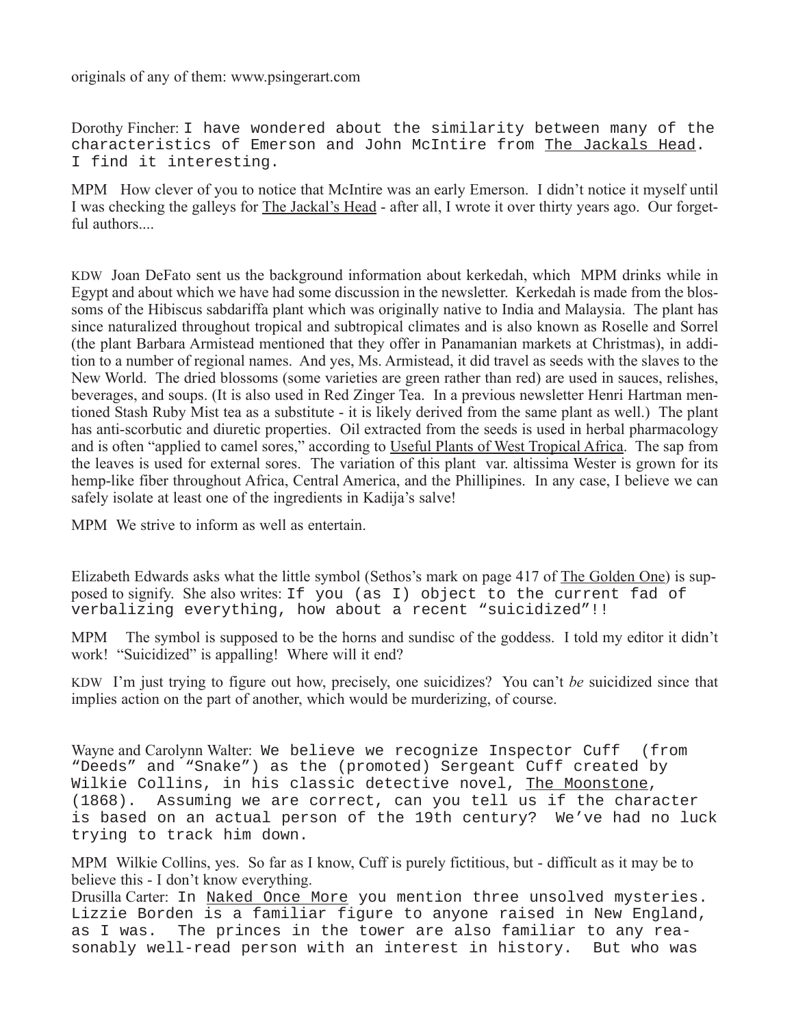originals of any of them: www.psingerart.com

Dorothy Fincher: I have wondered about the similarity between many of the characteristics of Emerson and John McIntire from The Jackals Head. I find it interesting.

MPM How clever of you to notice that McIntire was an early Emerson. I didn't notice it myself until I was checking the galleys for The Jackal's Head - after all, I wrote it over thirty years ago. Our forgetful authors....

KDW Joan DeFato sent us the background information about kerkedah, which MPM drinks while in Egypt and about which we have had some discussion in the newsletter. Kerkedah is made from the blossoms of the Hibiscus sabdariffa plant which was originally native to India and Malaysia. The plant has since naturalized throughout tropical and subtropical climates and is also known as Roselle and Sorrel (the plant Barbara Armistead mentioned that they offer in Panamanian markets at Christmas), in addition to a number of regional names. And yes, Ms. Armistead, it did travel as seeds with the slaves to the New World. The dried blossoms (some varieties are green rather than red) are used in sauces, relishes, beverages, and soups. (It is also used in Red Zinger Tea. In a previous newsletter Henri Hartman mentioned Stash Ruby Mist tea as a substitute - it is likely derived from the same plant as well.) The plant has anti-scorbutic and diuretic properties. Oil extracted from the seeds is used in herbal pharmacology and is often "applied to camel sores," according to Useful Plants of West Tropical Africa. The sap from the leaves is used for external sores. The variation of this plant var. altissima Wester is grown for its hemp-like fiber throughout Africa, Central America, and the Phillipines. In any case, I believe we can safely isolate at least one of the ingredients in Kadija's salve!

MPM We strive to inform as well as entertain.

Elizabeth Edwards asks what the little symbol (Sethos's mark on page 417 of The Golden One) is supposed to signify. She also writes: If you (as I) object to the current fad of verbalizing everything, how about a recent "suicidized"!!

MPM The symbol is supposed to be the horns and sundisc of the goddess. I told my editor it didn't work! "Suicidized" is appalling! Where will it end?

KDW I'm just trying to figure out how, precisely, one suicidizes? You can't *be* suicidized since that implies action on the part of another, which would be murderizing, of course.

Wayne and Carolynn Walter: We believe we recognize Inspector Cuff (from "Deeds" and "Snake") as the (promoted) Sergeant Cuff created by Wilkie Collins, in his classic detective novel, The Moonstone, (1868). Assuming we are correct, can you tell us if the character is based on an actual person of the 19th century? We've had no luck trying to track him down.

MPM Wilkie Collins, yes. So far as I know, Cuff is purely fictitious, but - difficult as it may be to believe this - I don't know everything.

Drusilla Carter: In Naked Once More you mention three unsolved mysteries. Lizzie Borden is a familiar figure to anyone raised in New England, as I was. The princes in the tower are also familiar to any reasonably well-read person with an interest in history. But who was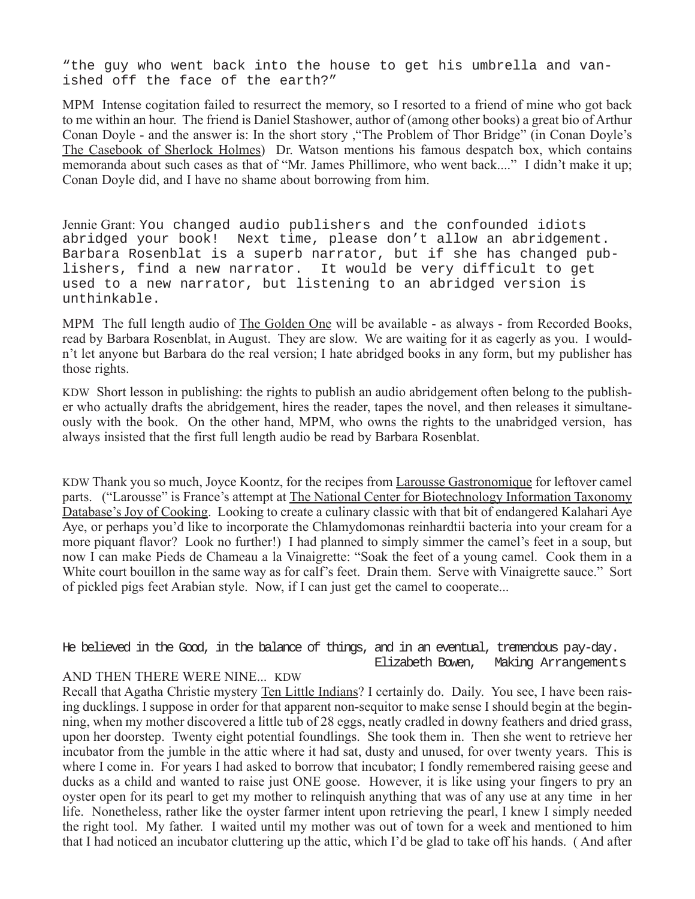"the guy who went back into the house to get his umbrella and vanished off the face of the earth?"

MPM Intense cogitation failed to resurrect the memory, so I resorted to a friend of mine who got back to me within an hour. The friend is Daniel Stashower, author of (among other books) a great bio of Arthur Conan Doyle - and the answer is: In the short story ,"The Problem of Thor Bridge" (in Conan Doyle's The Casebook of Sherlock Holmes) Dr. Watson mentions his famous despatch box, which contains memoranda about such cases as that of "Mr. James Phillimore, who went back...." I didn't make it up; Conan Doyle did, and I have no shame about borrowing from him.

Jennie Grant: You changed audio publishers and the confounded idiots abridged your book! Next time, please don't allow an abridgement. Barbara Rosenblat is a superb narrator, but if she has changed publishers, find a new narrator. It would be very difficult to get used to a new narrator, but listening to an abridged version is unthinkable.

MPM The full length audio of The Golden One will be available - as always - from Recorded Books, read by Barbara Rosenblat, in August. They are slow. We are waiting for it as eagerly as you. I wouldn't let anyone but Barbara do the real version; I hate abridged books in any form, but my publisher has those rights.

KDW Short lesson in publishing: the rights to publish an audio abridgement often belong to the publisher who actually drafts the abridgement, hires the reader, tapes the novel, and then releases it simultaneously with the book. On the other hand, MPM, who owns the rights to the unabridged version, has always insisted that the first full length audio be read by Barbara Rosenblat.

KDW Thank you so much, Joyce Koontz, for the recipes from Larousse Gastronomique for leftover camel parts. ("Larousse" is France's attempt at The National Center for Biotechnology Information Taxonomy Database's Joy of Cooking. Looking to create a culinary classic with that bit of endangered Kalahari Aye Aye, or perhaps you'd like to incorporate the Chlamydomonas reinhardtii bacteria into your cream for a more piquant flavor? Look no further!) I had planned to simply simmer the camel's feet in a soup, but now I can make Pieds de Chameau a la Vinaigrette: "Soak the feet of a young camel. Cook them in a White court bouillon in the same way as for calf's feet. Drain them. Serve with Vinaigrette sauce." Sort of pickled pigs feet Arabian style. Now, if I can just get the camel to cooperate...

He believed in the Good, in the balance of things, and in an eventual, tremendous pay-day.
Elizabeth Bowen, Making Arrangements

AND THEN THERE WERE NINE... KDW

Recall that Agatha Christie mystery Ten Little Indians? I certainly do. Daily. You see, I have been raising ducklings. I suppose in order for that apparent non-sequitor to make sense I should begin at the beginning, when my mother discovered a little tub of 28 eggs, neatly cradled in downy feathers and dried grass, upon her doorstep. Twenty eight potential foundlings. She took them in. Then she went to retrieve her incubator from the jumble in the attic where it had sat, dusty and unused, for over twenty years. This is where I come in. For years I had asked to borrow that incubator; I fondly remembered raising geese and ducks as a child and wanted to raise just ONE goose. However, it is like using your fingers to pry an oyster open for its pearl to get my mother to relinquish anything that was of any use at any time in her life. Nonetheless, rather like the oyster farmer intent upon retrieving the pearl, I knew I simply needed the right tool. My father. I waited until my mother was out of town for a week and mentioned to him that I had noticed an incubator cluttering up the attic, which I'd be glad to take off his hands. ( And after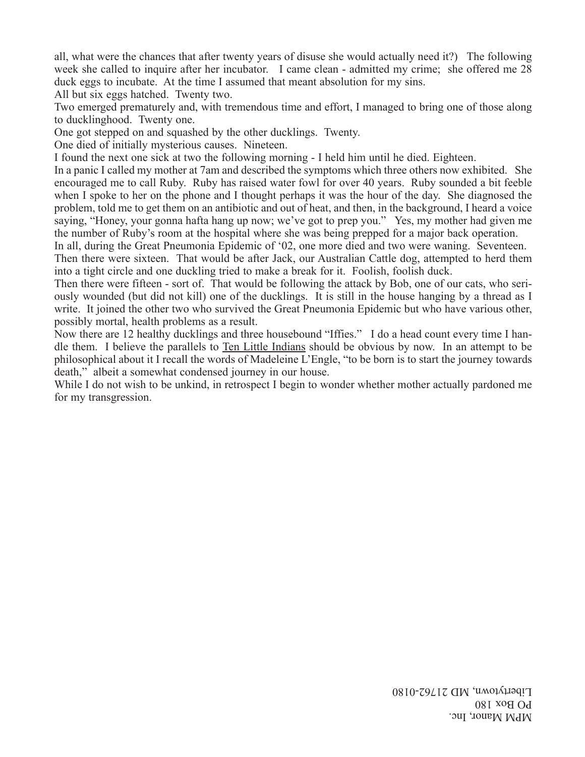all, what were the chances that after twenty years of disuse she would actually need it?) The following week she called to inquire after her incubator. I came clean - admitted my crime; she offered me 28 duck eggs to incubate. At the time I assumed that meant absolution for my sins.

All but six eggs hatched. Twenty two.

Two emerged prematurely and, with tremendous time and effort, I managed to bring one of those along to ducklinghood. Twenty one.

One got stepped on and squashed by the other ducklings. Twenty.

One died of initially mysterious causes. Nineteen.

I found the next one sick at two the following morning - I held him until he died. Eighteen.

In a panic I called my mother at 7am and described the symptoms which three others now exhibited. She encouraged me to call Ruby. Ruby has raised water fowl for over 40 years. Ruby sounded a bit feeble when I spoke to her on the phone and I thought perhaps it was the hour of the day. She diagnosed the problem, told me to get them on an antibiotic and out of heat, and then, in the background, I heard a voice saying, "Honey, your gonna hafta hang up now; we've got to prep you." Yes, my mother had given me the number of Ruby's room at the hospital where she was being prepped for a major back operation.

In all, during the Great Pneumonia Epidemic of '02, one more died and two were waning. Seventeen.

Then there were sixteen. That would be after Jack, our Australian Cattle dog, attempted to herd them into a tight circle and one duckling tried to make a break for it. Foolish, foolish duck.

Then there were fifteen - sort of. That would be following the attack by Bob, one of our cats, who seriously wounded (but did not kill) one of the ducklings. It is still in the house hanging by a thread as I write. It joined the other two who survived the Great Pneumonia Epidemic but who have various other, possibly mortal, health problems as a result.

Now there are 12 healthy ducklings and three housebound "Iffies." I do a head count every time I handle them. I believe the parallels to Ten Little Indians should be obvious by now. In an attempt to be philosophical about it I recall the words of Madeleine L'Engle, "to be born is to start the journey towards death," albeit a somewhat condensed journey in our house.

While I do not wish to be unkind, in retrospect I begin to wonder whether mother actually pardoned me for my transgression.

MPM Manor, Inc.
PO Box 180
Libertytown, MD 21762-0180